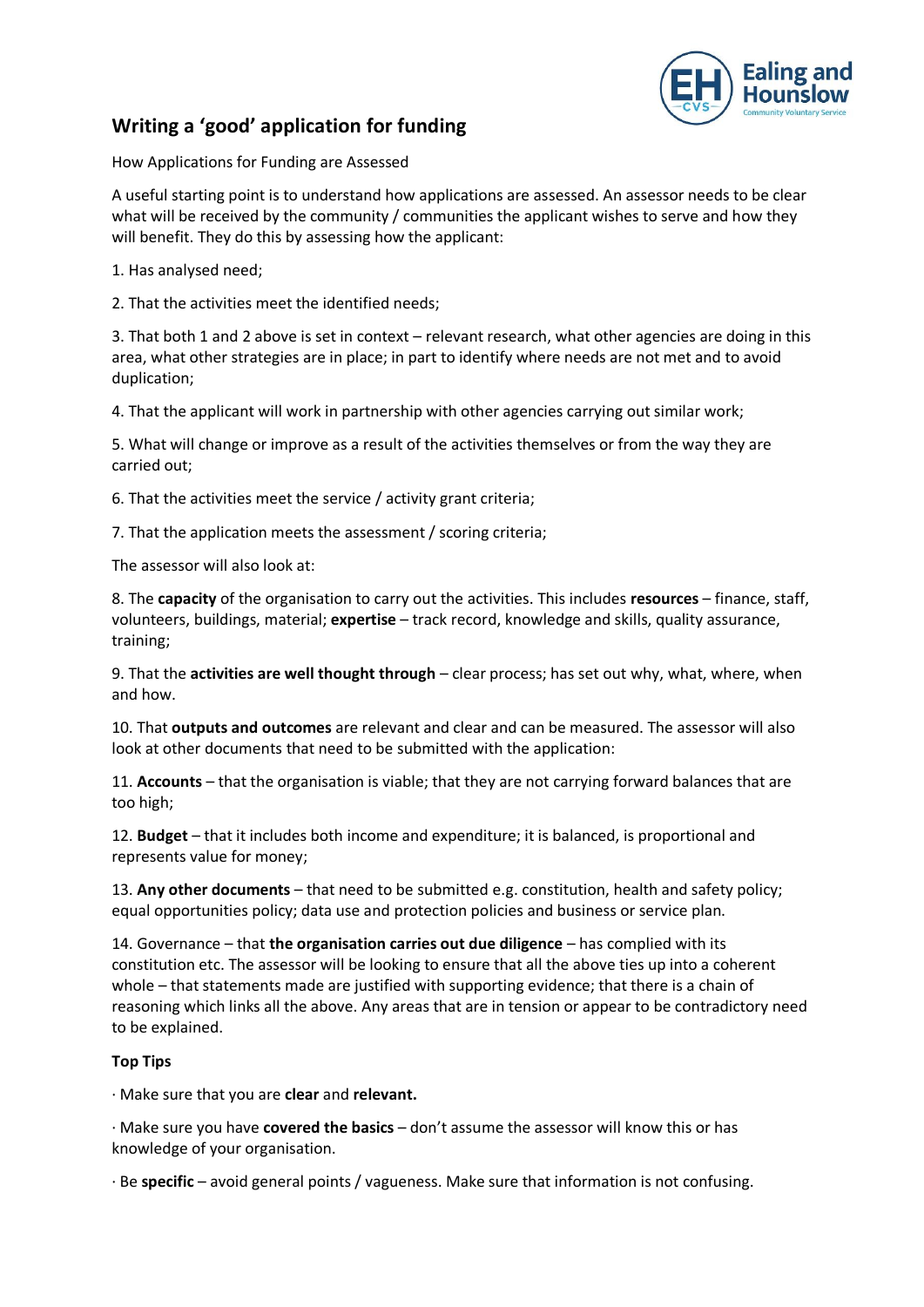# Writing a 'good' application for funding

How Applications for Funding are Assessed

A useful starting point is to understand how applications are assessed. An assessor needs to be clear what will be received by the community / communities the applicant wishes to serve and how they will benefit. They do this by assessing how the applicant:

1. Has analysed need;

2. That the activities meet the identified needs;

3. That both 1 and 2 above is set in context – relevant research, what other agencies are doing in this area, what other strategies are in place; in part to identify where needs are not met and to avoid duplication;

4. That the applicant will work in partnership with other agencies carrying out similar work;

5. What will change or improve as a result of the activities themselves or from the way they are carried out;

6. That the activities meet the service / activity grant criteria;

7. That the application meets the assessment / scoring criteria;

The assessor will also look at:

8. The **capacity** of the organisation to carry out the activities. This includes **resources** – finance, staff, volunteers, buildings, material; **expertise** – track record, knowledge and skills, quality assurance, training;

9. That the **activities are well thought through** – clear process; has set out why, what, where, when and how.

10. That **outputs and outcomes** are relevant and clear and can be measured. The assessor will also look at other documents that need to be submitted with the application:

11. **Accounts** – that the organisation is viable; that they are not carrying forward balances that are too high;

12. **Budget** – that it includes both income and expenditure; it is balanced, is proportional and represents value for money;

13. **Any other documents** – that need to be submitted e.g. constitution, health and safety policy; equal opportunities policy; data use and protection policies and business or service plan.

14. Governance – that **the organisation carries out due diligence** – has complied with its constitution etc. The assessor will be looking to ensure that all the above ties up into a coherent whole – that statements made are justified with supporting evidence; that there is a chain of reasoning which links all the above. Any areas that are in tension or appear to be contradictory need to be explained.

**Top Tips**

· Make sure that you are **clear** and **relevant.**

· Make sure you have **covered the basics** – don't assume the assessor will know this or has knowledge of your organisation.

· Be **specific** – avoid general points / vagueness. Make sure that information is not confusing.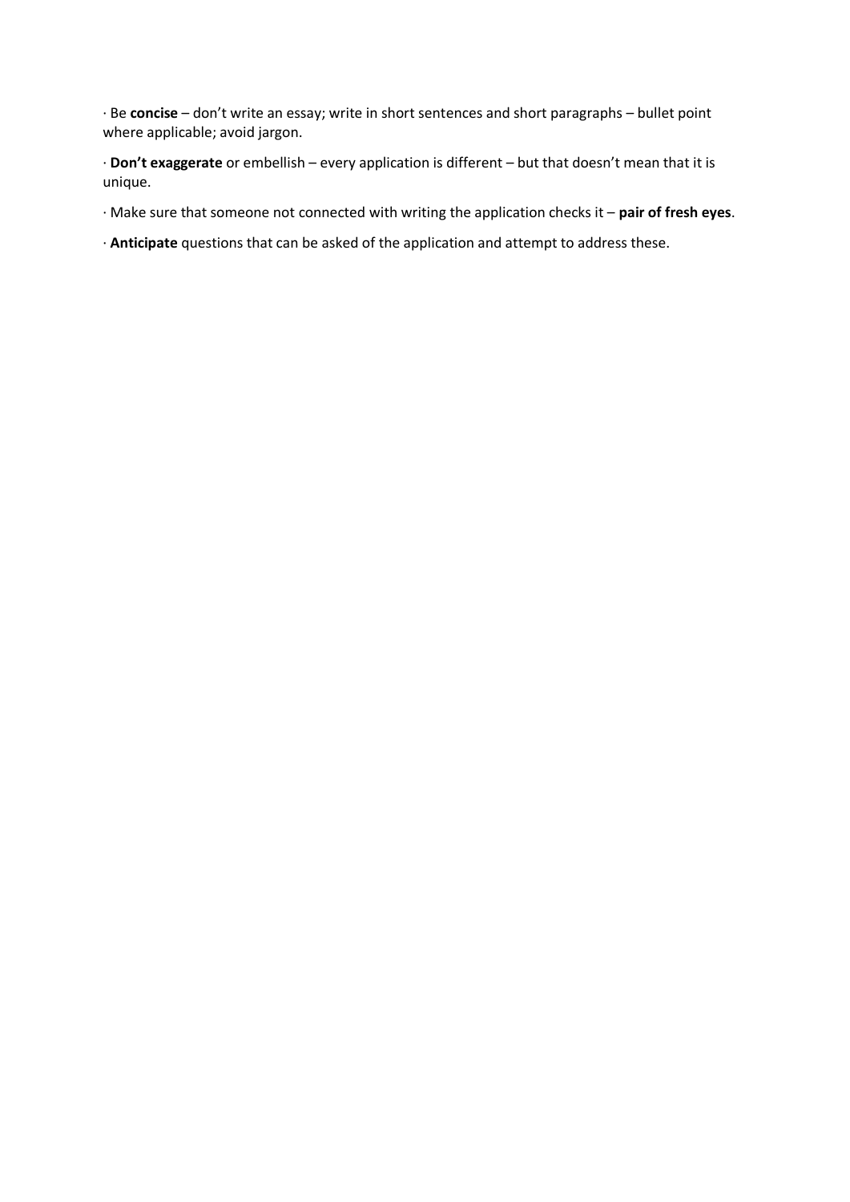· Be **concise** – don't write an essay; write in short sentences and short paragraphs – bullet point where applicable; avoid jargon.

· **Don't exaggerate** or embellish – every application is different – but that doesn't mean that it is unique.

· Make sure that someone not connected with writing the application checks it – **pair of fresh eyes**.

· **Anticipate** questions that can be asked of the application and attempt to address these.